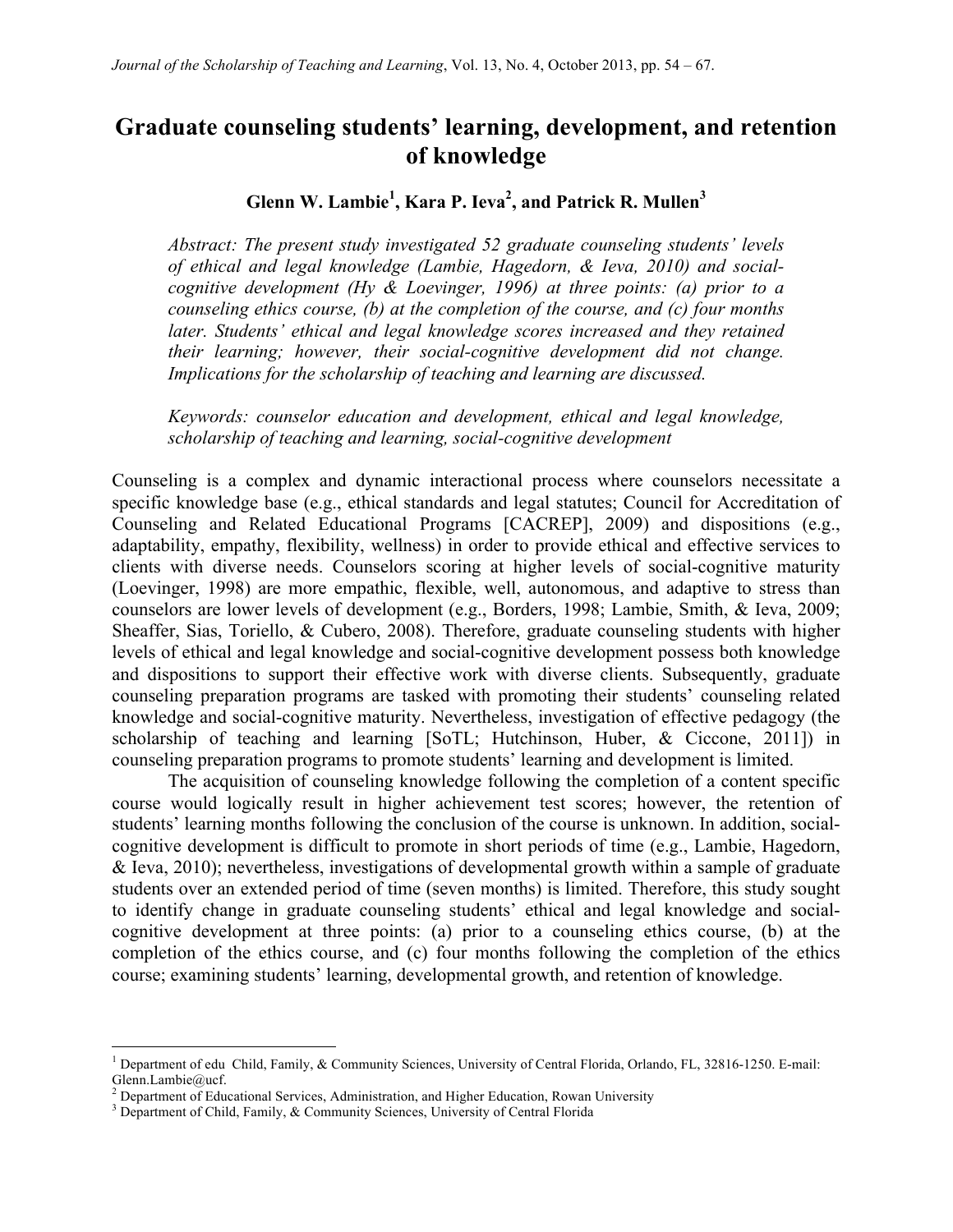# Graduate counseling students' learning, development, and retention of knowledge

**Glenn W. Lambie[1], Kara P. Ieva[2], and Patrick R. Mullen[3]**

*Abstract: The present study investigated 52 graduate counseling students' levels of ethical and legal knowledge (Lambie, Hagedorn, & Ieva, 2010) and social-cognitive development (Hy & Loevinger, 1996) at three points: (a) prior to a counseling ethics course, (b) at the completion of the course, and (c) four months later. Students' ethical and legal knowledge scores increased and they retained their learning; however, their social-cognitive development did not change. Implications for the scholarship of teaching and learning are discussed.*

*Keywords: counselor education and development, ethical and legal knowledge, scholarship of teaching and learning, social-cognitive development*

Counseling is a complex and dynamic interactional process where counselors necessitate a specific knowledge base (e.g., ethical standards and legal statutes; Council for Accreditation of Counseling and Related Educational Programs [CACREP], 2009) and dispositions (e.g., adaptability, empathy, flexibility, wellness) in order to provide ethical and effective services to clients with diverse needs. Counselors scoring at higher levels of social-cognitive maturity (Loevinger, 1998) are more empathic, flexible, well, autonomous, and adaptive to stress than counselors are lower levels of development (e.g., Borders, 1998; Lambie, Smith, & Ieva, 2009; Sheaffer, Sias, Toriello, & Cubero, 2008). Therefore, graduate counseling students with higher levels of ethical and legal knowledge and social-cognitive development possess both knowledge and dispositions to support their effective work with diverse clients. Subsequently, graduate counseling preparation programs are tasked with promoting their students' counseling related knowledge and social-cognitive maturity. Nevertheless, investigation of effective pedagogy (the scholarship of teaching and learning [SoTL; Hutchinson, Huber, & Ciccone, 2011]) in counseling preparation programs to promote students' learning and development is limited.

The acquisition of counseling knowledge following the completion of a content specific course would logically result in higher achievement test scores; however, the retention of students' learning months following the conclusion of the course is unknown. In addition, social-cognitive development is difficult to promote in short periods of time (e.g., Lambie, Hagedorn, & Ieva, 2010); nevertheless, investigations of developmental growth within a sample of graduate students over an extended period of time (seven months) is limited. Therefore, this study sought to identify change in graduate counseling students' ethical and legal knowledge and social-cognitive development at three points: (a) prior to a counseling ethics course, (b) at the completion of the ethics course, and (c) four months following the completion of the ethics course; examining students' learning, developmental growth, and retention of knowledge.

---

[1] Department of edu Child, Family, & Community Sciences, University of Central Florida, Orlando, FL, 32816-1250. E-mail: Glenn.Lambie@ucf.

[2] Department of Educational Services, Administration, and Higher Education, Rowan University

[3] Department of Child, Family, & Community Sciences, University of Central Florida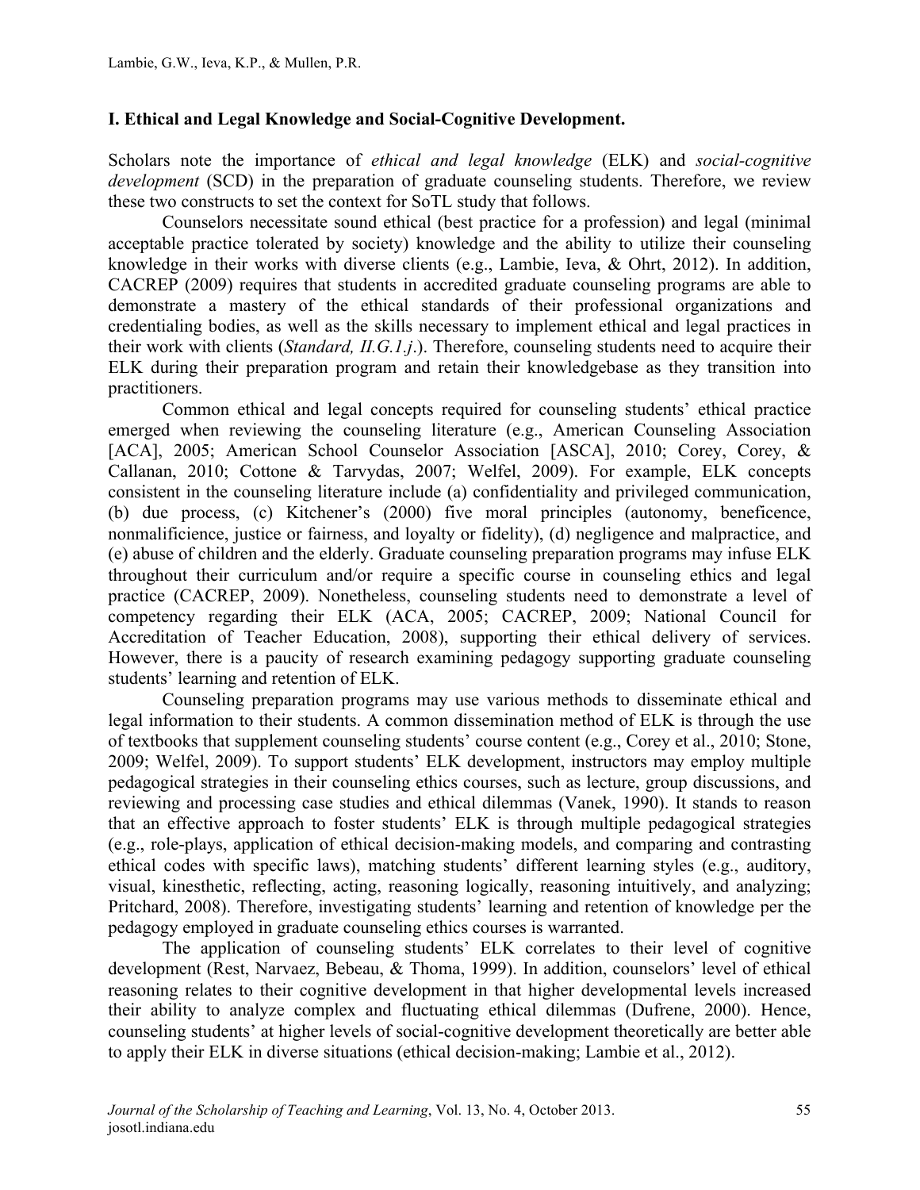## I. Ethical and Legal Knowledge and Social-Cognitive Development.

Scholars note the importance of *ethical and legal knowledge* (ELK) and *social-cognitive development* (SCD) in the preparation of graduate counseling students. Therefore, we review these two constructs to set the context for SoTL study that follows.

Counselors necessitate sound ethical (best practice for a profession) and legal (minimal acceptable practice tolerated by society) knowledge and the ability to utilize their counseling knowledge in their works with diverse clients (e.g., Lambie, Ieva, & Ohrt, 2012). In addition, CACREP (2009) requires that students in accredited graduate counseling programs are able to demonstrate a mastery of the ethical standards of their professional organizations and credentialing bodies, as well as the skills necessary to implement ethical and legal practices in their work with clients (*Standard, II.G.1.j*.). Therefore, counseling students need to acquire their ELK during their preparation program and retain their knowledgebase as they transition into practitioners.

Common ethical and legal concepts required for counseling students' ethical practice emerged when reviewing the counseling literature (e.g., American Counseling Association [ACA], 2005; American School Counselor Association [ASCA], 2010; Corey, Corey, & Callanan, 2010; Cottone & Tarvydas, 2007; Welfel, 2009). For example, ELK concepts consistent in the counseling literature include (a) confidentiality and privileged communication, (b) due process, (c) Kitchener's (2000) five moral principles (autonomy, beneficence, nonmalificience, justice or fairness, and loyalty or fidelity), (d) negligence and malpractice, and (e) abuse of children and the elderly. Graduate counseling preparation programs may infuse ELK throughout their curriculum and/or require a specific course in counseling ethics and legal practice (CACREP, 2009). Nonetheless, counseling students need to demonstrate a level of competency regarding their ELK (ACA, 2005; CACREP, 2009; National Council for Accreditation of Teacher Education, 2008), supporting their ethical delivery of services. However, there is a paucity of research examining pedagogy supporting graduate counseling students' learning and retention of ELK.

Counseling preparation programs may use various methods to disseminate ethical and legal information to their students. A common dissemination method of ELK is through the use of textbooks that supplement counseling students' course content (e.g., Corey et al., 2010; Stone, 2009; Welfel, 2009). To support students' ELK development, instructors may employ multiple pedagogical strategies in their counseling ethics courses, such as lecture, group discussions, and reviewing and processing case studies and ethical dilemmas (Vanek, 1990). It stands to reason that an effective approach to foster students' ELK is through multiple pedagogical strategies (e.g., role-plays, application of ethical decision-making models, and comparing and contrasting ethical codes with specific laws), matching students' different learning styles (e.g., auditory, visual, kinesthetic, reflecting, acting, reasoning logically, reasoning intuitively, and analyzing; Pritchard, 2008). Therefore, investigating students' learning and retention of knowledge per the pedagogy employed in graduate counseling ethics courses is warranted.

The application of counseling students' ELK correlates to their level of cognitive development (Rest, Narvaez, Bebeau, & Thoma, 1999). In addition, counselors' level of ethical reasoning relates to their cognitive development in that higher developmental levels increased their ability to analyze complex and fluctuating ethical dilemmas (Dufrene, 2000). Hence, counseling students' at higher levels of social-cognitive development theoretically are better able to apply their ELK in diverse situations (ethical decision-making; Lambie et al., 2012).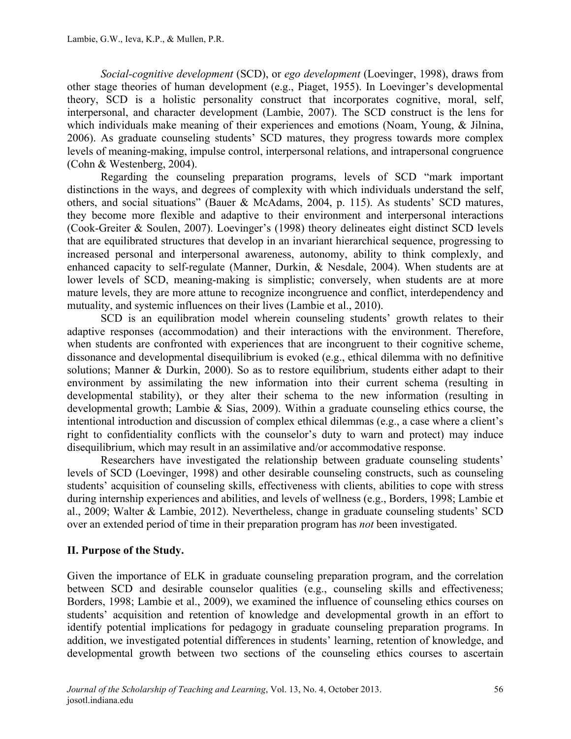*Social-cognitive development* (SCD), or *ego development* (Loevinger, 1998), draws from other stage theories of human development (e.g., Piaget, 1955). In Loevinger's developmental theory, SCD is a holistic personality construct that incorporates cognitive, moral, self, interpersonal, and character development (Lambie, 2007). The SCD construct is the lens for which individuals make meaning of their experiences and emotions (Noam, Young, & Jilnina, 2006). As graduate counseling students' SCD matures, they progress towards more complex levels of meaning-making, impulse control, interpersonal relations, and intrapersonal congruence (Cohn & Westenberg, 2004).

Regarding the counseling preparation programs, levels of SCD "mark important distinctions in the ways, and degrees of complexity with which individuals understand the self, others, and social situations" (Bauer & McAdams, 2004, p. 115). As students' SCD matures, they become more flexible and adaptive to their environment and interpersonal interactions (Cook-Greiter & Soulen, 2007). Loevinger's (1998) theory delineates eight distinct SCD levels that are equilibrated structures that develop in an invariant hierarchical sequence, progressing to increased personal and interpersonal awareness, autonomy, ability to think complexly, and enhanced capacity to self-regulate (Manner, Durkin, & Nesdale, 2004). When students are at lower levels of SCD, meaning-making is simplistic; conversely, when students are at more mature levels, they are more attune to recognize incongruence and conflict, interdependency and mutuality, and systemic influences on their lives (Lambie et al., 2010).

SCD is an equilibration model wherein counseling students' growth relates to their adaptive responses (accommodation) and their interactions with the environment. Therefore, when students are confronted with experiences that are incongruent to their cognitive scheme, dissonance and developmental disequilibrium is evoked (e.g., ethical dilemma with no definitive solutions; Manner & Durkin, 2000). So as to restore equilibrium, students either adapt to their environment by assimilating the new information into their current schema (resulting in developmental stability), or they alter their schema to the new information (resulting in developmental growth; Lambie & Sias, 2009). Within a graduate counseling ethics course, the intentional introduction and discussion of complex ethical dilemmas (e.g., a case where a client's right to confidentiality conflicts with the counselor's duty to warn and protect) may induce disequilibrium, which may result in an assimilative and/or accommodative response.

Researchers have investigated the relationship between graduate counseling students' levels of SCD (Loevinger, 1998) and other desirable counseling constructs, such as counseling students' acquisition of counseling skills, effectiveness with clients, abilities to cope with stress during internship experiences and abilities, and levels of wellness (e.g., Borders, 1998; Lambie et al., 2009; Walter & Lambie, 2012). Nevertheless, change in graduate counseling students' SCD over an extended period of time in their preparation program has *not* been investigated.

## II. Purpose of the Study.

Given the importance of ELK in graduate counseling preparation program, and the correlation between SCD and desirable counselor qualities (e.g., counseling skills and effectiveness; Borders, 1998; Lambie et al., 2009), we examined the influence of counseling ethics courses on students' acquisition and retention of knowledge and developmental growth in an effort to identify potential implications for pedagogy in graduate counseling preparation programs. In addition, we investigated potential differences in students' learning, retention of knowledge, and developmental growth between two sections of the counseling ethics courses to ascertain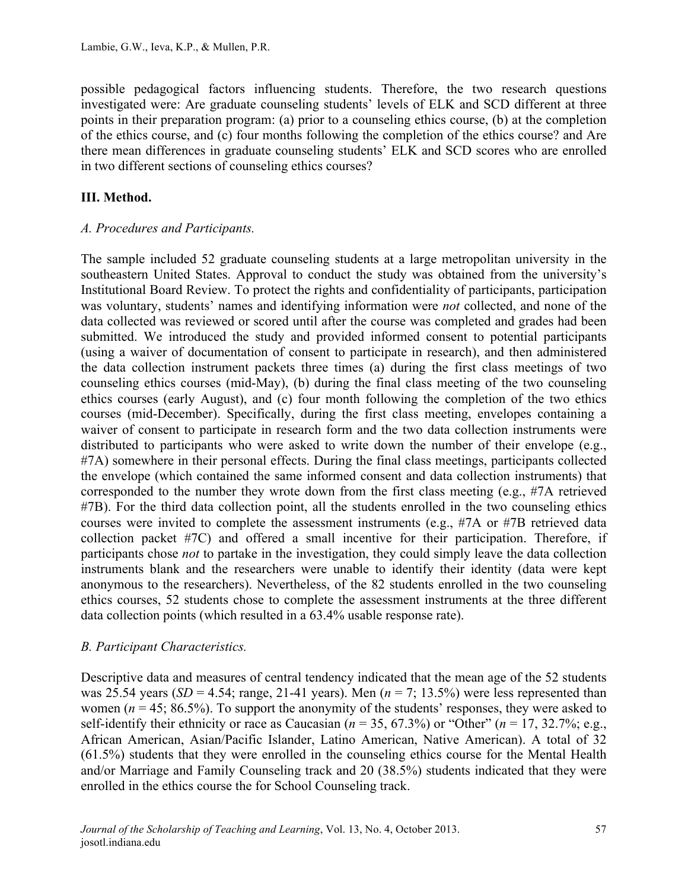possible pedagogical factors influencing students. Therefore, the two research questions investigated were: Are graduate counseling students' levels of ELK and SCD different at three points in their preparation program: (a) prior to a counseling ethics course, (b) at the completion of the ethics course, and (c) four months following the completion of the ethics course? and Are there mean differences in graduate counseling students' ELK and SCD scores who are enrolled in two different sections of counseling ethics courses?

## III. Method.

### *A. Procedures and Participants.*

The sample included 52 graduate counseling students at a large metropolitan university in the southeastern United States. Approval to conduct the study was obtained from the university's Institutional Board Review. To protect the rights and confidentiality of participants, participation was voluntary, students' names and identifying information were *not* collected, and none of the data collected was reviewed or scored until after the course was completed and grades had been submitted. We introduced the study and provided informed consent to potential participants (using a waiver of documentation of consent to participate in research), and then administered the data collection instrument packets three times (a) during the first class meetings of two counseling ethics courses (mid-May), (b) during the final class meeting of the two counseling ethics courses (early August), and (c) four month following the completion of the two ethics courses (mid-December). Specifically, during the first class meeting, envelopes containing a waiver of consent to participate in research form and the two data collection instruments were distributed to participants who were asked to write down the number of their envelope (e.g., #7A) somewhere in their personal effects. During the final class meetings, participants collected the envelope (which contained the same informed consent and data collection instruments) that corresponded to the number they wrote down from the first class meeting (e.g., #7A retrieved #7B). For the third data collection point, all the students enrolled in the two counseling ethics courses were invited to complete the assessment instruments (e.g., #7A or #7B retrieved data collection packet #7C) and offered a small incentive for their participation. Therefore, if participants chose *not* to partake in the investigation, they could simply leave the data collection instruments blank and the researchers were unable to identify their identity (data were kept anonymous to the researchers). Nevertheless, of the 82 students enrolled in the two counseling ethics courses, 52 students chose to complete the assessment instruments at the three different data collection points (which resulted in a 63.4% usable response rate).

### *B. Participant Characteristics.*

Descriptive data and measures of central tendency indicated that the mean age of the 52 students was 25.54 years (*SD* = 4.54; range, 21-41 years). Men (*n* = 7; 13.5%) were less represented than women (*n* = 45; 86.5%). To support the anonymity of the students' responses, they were asked to self-identify their ethnicity or race as Caucasian (*n* = 35, 67.3%) or "Other" (*n* = 17, 32.7%; e.g., African American, Asian/Pacific Islander, Latino American, Native American). A total of 32 (61.5%) students that they were enrolled in the counseling ethics course for the Mental Health and/or Marriage and Family Counseling track and 20 (38.5%) students indicated that they were enrolled in the ethics course the for School Counseling track.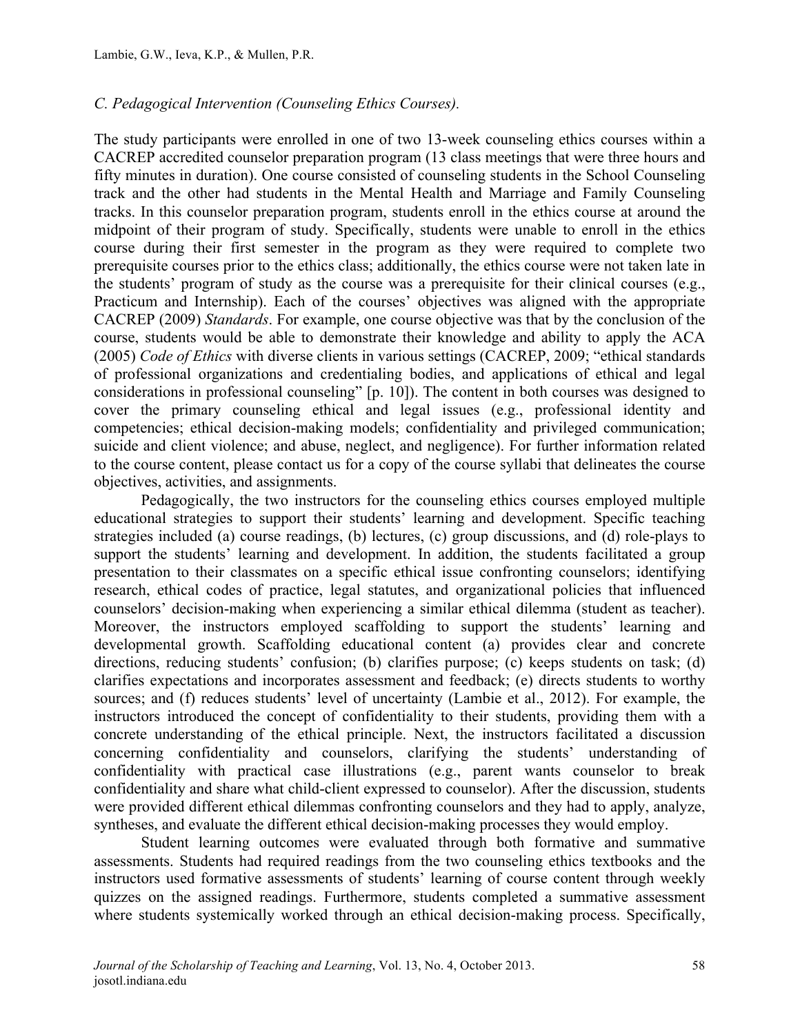*C. Pedagogical Intervention (Counseling Ethics Courses).*

The study participants were enrolled in one of two 13-week counseling ethics courses within a CACREP accredited counselor preparation program (13 class meetings that were three hours and fifty minutes in duration). One course consisted of counseling students in the School Counseling track and the other had students in the Mental Health and Marriage and Family Counseling tracks. In this counselor preparation program, students enroll in the ethics course at around the midpoint of their program of study. Specifically, students were unable to enroll in the ethics course during their first semester in the program as they were required to complete two prerequisite courses prior to the ethics class; additionally, the ethics course were not taken late in the students' program of study as the course was a prerequisite for their clinical courses (e.g., Practicum and Internship). Each of the courses' objectives was aligned with the appropriate CACREP (2009) *Standards*. For example, one course objective was that by the conclusion of the course, students would be able to demonstrate their knowledge and ability to apply the ACA (2005) *Code of Ethics* with diverse clients in various settings (CACREP, 2009; "ethical standards of professional organizations and credentialing bodies, and applications of ethical and legal considerations in professional counseling" [p. 10]). The content in both courses was designed to cover the primary counseling ethical and legal issues (e.g., professional identity and competencies; ethical decision-making models; confidentiality and privileged communication; suicide and client violence; and abuse, neglect, and negligence). For further information related to the course content, please contact us for a copy of the course syllabi that delineates the course objectives, activities, and assignments.

Pedagogically, the two instructors for the counseling ethics courses employed multiple educational strategies to support their students' learning and development. Specific teaching strategies included (a) course readings, (b) lectures, (c) group discussions, and (d) role-plays to support the students' learning and development. In addition, the students facilitated a group presentation to their classmates on a specific ethical issue confronting counselors; identifying research, ethical codes of practice, legal statutes, and organizational policies that influenced counselors' decision-making when experiencing a similar ethical dilemma (student as teacher). Moreover, the instructors employed scaffolding to support the students' learning and developmental growth. Scaffolding educational content (a) provides clear and concrete directions, reducing students' confusion; (b) clarifies purpose; (c) keeps students on task; (d) clarifies expectations and incorporates assessment and feedback; (e) directs students to worthy sources; and (f) reduces students' level of uncertainty (Lambie et al., 2012). For example, the instructors introduced the concept of confidentiality to their students, providing them with a concrete understanding of the ethical principle. Next, the instructors facilitated a discussion concerning confidentiality and counselors, clarifying the students' understanding of confidentiality with practical case illustrations (e.g., parent wants counselor to break confidentiality and share what child-client expressed to counselor). After the discussion, students were provided different ethical dilemmas confronting counselors and they had to apply, analyze, syntheses, and evaluate the different ethical decision-making processes they would employ.

Student learning outcomes were evaluated through both formative and summative assessments. Students had required readings from the two counseling ethics textbooks and the instructors used formative assessments of students' learning of course content through weekly quizzes on the assigned readings. Furthermore, students completed a summative assessment where students systemically worked through an ethical decision-making process. Specifically,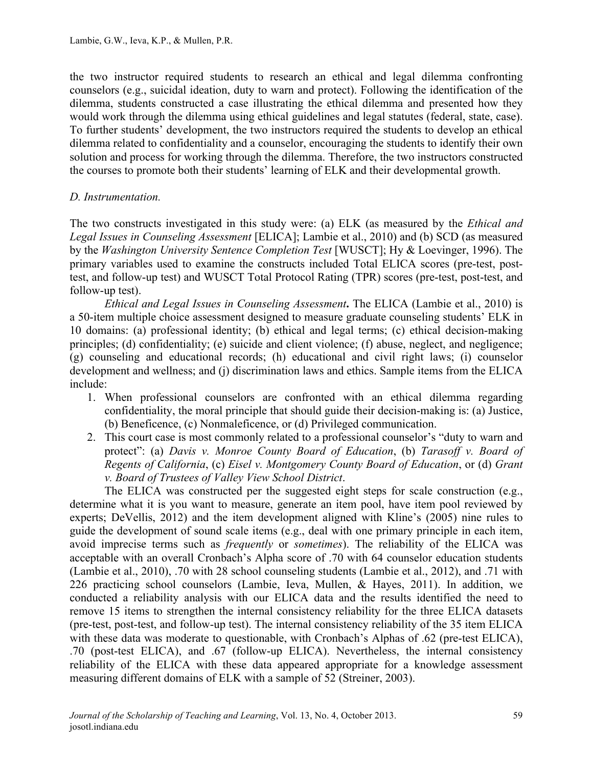the two instructor required students to research an ethical and legal dilemma confronting counselors (e.g., suicidal ideation, duty to warn and protect). Following the identification of the dilemma, students constructed a case illustrating the ethical dilemma and presented how they would work through the dilemma using ethical guidelines and legal statutes (federal, state, case). To further students' development, the two instructors required the students to develop an ethical dilemma related to confidentiality and a counselor, encouraging the students to identify their own solution and process for working through the dilemma. Therefore, the two instructors constructed the courses to promote both their students' learning of ELK and their developmental growth.

*D. Instrumentation.*

The two constructs investigated in this study were: (a) ELK (as measured by the *Ethical and Legal Issues in Counseling Assessment* [ELICA]; Lambie et al., 2010) and (b) SCD (as measured by the *Washington University Sentence Completion Test* [WUSCT]; Hy & Loevinger, 1996). The primary variables used to examine the constructs included Total ELICA scores (pre-test, post-test, and follow-up test) and WUSCT Total Protocol Rating (TPR) scores (pre-test, post-test, and follow-up test).

*Ethical and Legal Issues in Counseling Assessment***.** The ELICA (Lambie et al., 2010) is a 50-item multiple choice assessment designed to measure graduate counseling students' ELK in 10 domains: (a) professional identity; (b) ethical and legal terms; (c) ethical decision-making principles; (d) confidentiality; (e) suicide and client violence; (f) abuse, neglect, and negligence; (g) counseling and educational records; (h) educational and civil right laws; (i) counselor development and wellness; and (j) discrimination laws and ethics. Sample items from the ELICA include:

1. When professional counselors are confronted with an ethical dilemma regarding confidentiality, the moral principle that should guide their decision-making is: (a) Justice, (b) Beneficence, (c) Nonmaleficence, or (d) Privileged communication.
2. This court case is most commonly related to a professional counselor's "duty to warn and protect": (a) *Davis v. Monroe County Board of Education*, (b) *Tarasoff v. Board of Regents of California*, (c) *Eisel v. Montgomery County Board of Education*, or (d) *Grant v. Board of Trustees of Valley View School District*.

The ELICA was constructed per the suggested eight steps for scale construction (e.g., determine what it is you want to measure, generate an item pool, have item pool reviewed by experts; DeVellis, 2012) and the item development aligned with Kline's (2005) nine rules to guide the development of sound scale items (e.g., deal with one primary principle in each item, avoid imprecise terms such as *frequently* or *sometimes*). The reliability of the ELICA was acceptable with an overall Cronbach's Alpha score of .70 with 64 counselor education students (Lambie et al., 2010), .70 with 28 school counseling students (Lambie et al., 2012), and .71 with 226 practicing school counselors (Lambie, Ieva, Mullen, & Hayes, 2011). In addition, we conducted a reliability analysis with our ELICA data and the results identified the need to remove 15 items to strengthen the internal consistency reliability for the three ELICA datasets (pre-test, post-test, and follow-up test). The internal consistency reliability of the 35 item ELICA with these data was moderate to questionable, with Cronbach's Alphas of .62 (pre-test ELICA), .70 (post-test ELICA), and .67 (follow-up ELICA). Nevertheless, the internal consistency reliability of the ELICA with these data appeared appropriate for a knowledge assessment measuring different domains of ELK with a sample of 52 (Streiner, 2003).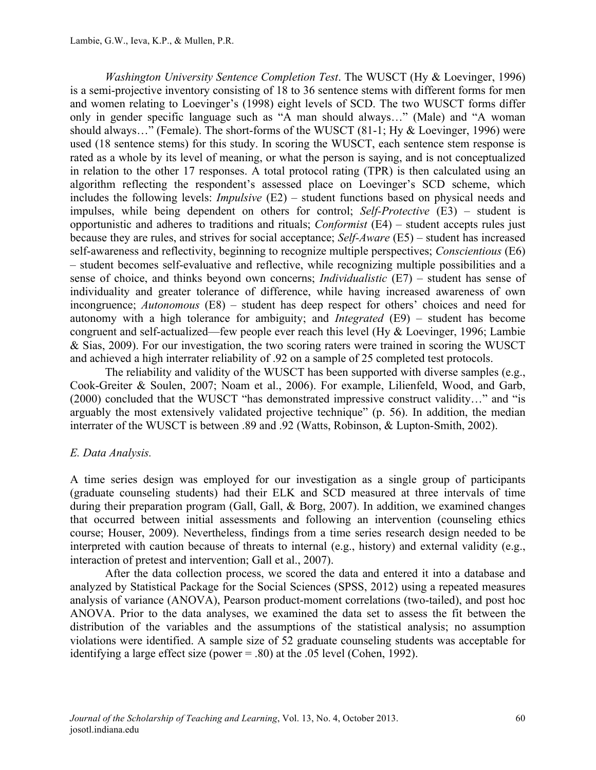*Washington University Sentence Completion Test*. The WUSCT (Hy & Loevinger, 1996) is a semi-projective inventory consisting of 18 to 36 sentence stems with different forms for men and women relating to Loevinger's (1998) eight levels of SCD. The two WUSCT forms differ only in gender specific language such as "A man should always…" (Male) and "A woman should always…" (Female). The short-forms of the WUSCT (81-1; Hy & Loevinger, 1996) were used (18 sentence stems) for this study. In scoring the WUSCT, each sentence stem response is rated as a whole by its level of meaning, or what the person is saying, and is not conceptualized in relation to the other 17 responses. A total protocol rating (TPR) is then calculated using an algorithm reflecting the respondent's assessed place on Loevinger's SCD scheme, which includes the following levels: *Impulsive* (E2) – student functions based on physical needs and impulses, while being dependent on others for control; *Self-Protective* (E3) – student is opportunistic and adheres to traditions and rituals; *Conformist* (E4) – student accepts rules just because they are rules, and strives for social acceptance; *Self-Aware* (E5) – student has increased self-awareness and reflectivity, beginning to recognize multiple perspectives; *Conscientious* (E6) – student becomes self-evaluative and reflective, while recognizing multiple possibilities and a sense of choice, and thinks beyond own concerns; *Individualistic* (E7) – student has sense of individuality and greater tolerance of difference, while having increased awareness of own incongruence; *Autonomous* (E8) – student has deep respect for others' choices and need for autonomy with a high tolerance for ambiguity; and *Integrated* (E9) – student has become congruent and self-actualized—few people ever reach this level (Hy & Loevinger, 1996; Lambie & Sias, 2009). For our investigation, the two scoring raters were trained in scoring the WUSCT and achieved a high interrater reliability of .92 on a sample of 25 completed test protocols.

The reliability and validity of the WUSCT has been supported with diverse samples (e.g., Cook-Greiter & Soulen, 2007; Noam et al., 2006). For example, Lilienfeld, Wood, and Garb, (2000) concluded that the WUSCT "has demonstrated impressive construct validity…" and "is arguably the most extensively validated projective technique" (p. 56). In addition, the median interrater of the WUSCT is between .89 and .92 (Watts, Robinson, & Lupton-Smith, 2002).

### *E. Data Analysis.*

A time series design was employed for our investigation as a single group of participants (graduate counseling students) had their ELK and SCD measured at three intervals of time during their preparation program (Gall, Gall, & Borg, 2007). In addition, we examined changes that occurred between initial assessments and following an intervention (counseling ethics course; Houser, 2009). Nevertheless, findings from a time series research design needed to be interpreted with caution because of threats to internal (e.g., history) and external validity (e.g., interaction of pretest and intervention; Gall et al., 2007).

After the data collection process, we scored the data and entered it into a database and analyzed by Statistical Package for the Social Sciences (SPSS, 2012) using a repeated measures analysis of variance (ANOVA), Pearson product-moment correlations (two-tailed), and post hoc ANOVA. Prior to the data analyses, we examined the data set to assess the fit between the distribution of the variables and the assumptions of the statistical analysis; no assumption violations were identified. A sample size of 52 graduate counseling students was acceptable for identifying a large effect size (power = .80) at the .05 level (Cohen, 1992).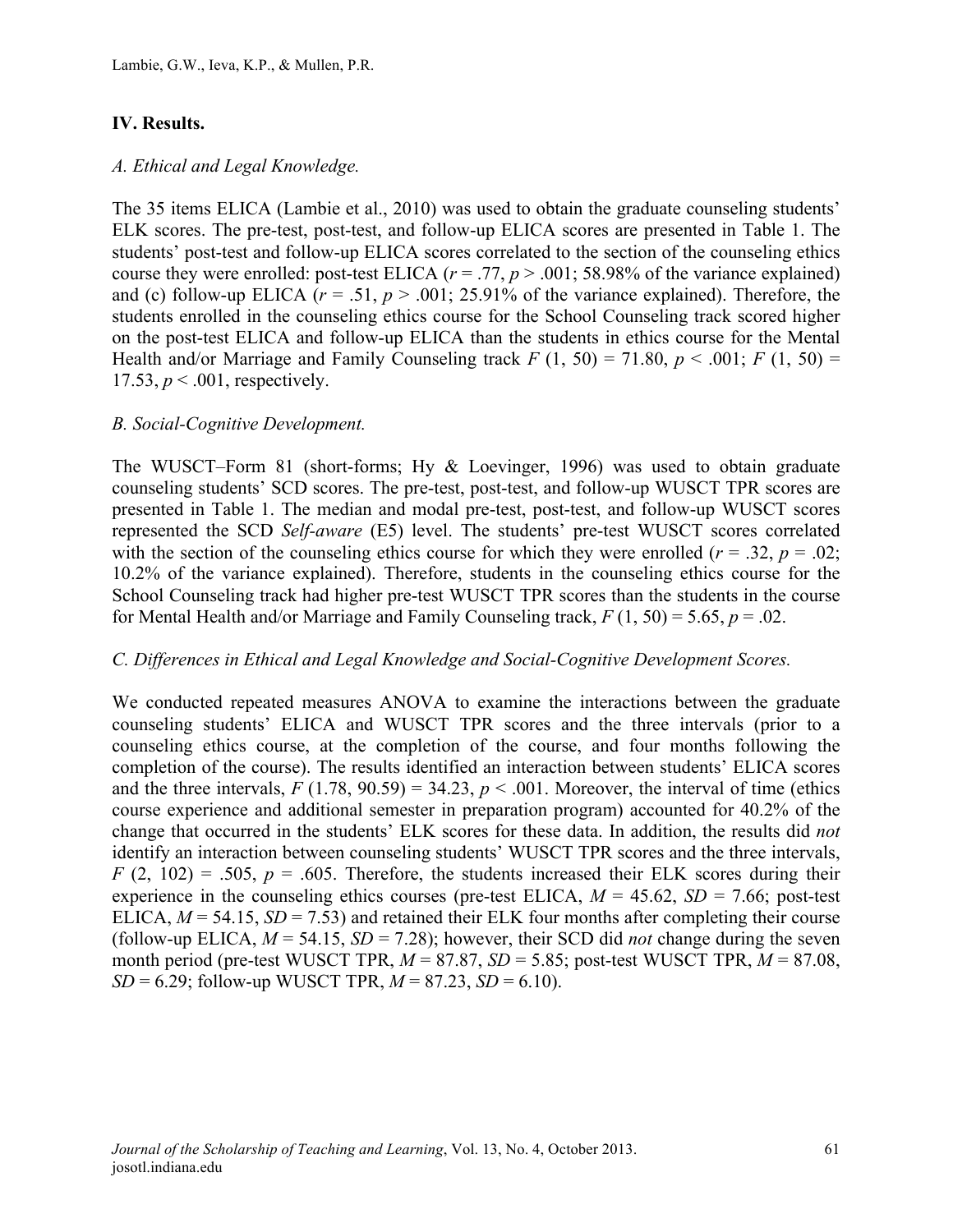## IV. Results.

### *A. Ethical and Legal Knowledge.*

The 35 items ELICA (Lambie et al., 2010) was used to obtain the graduate counseling students' ELK scores. The pre-test, post-test, and follow-up ELICA scores are presented in Table 1. The students' post-test and follow-up ELICA scores correlated to the section of the counseling ethics course they were enrolled: post-test ELICA ($r = .77$, $p > .001$; 58.98% of the variance explained) and (c) follow-up ELICA ($r = .51$, $p > .001$; 25.91% of the variance explained). Therefore, the students enrolled in the counseling ethics course for the School Counseling track scored higher on the post-test ELICA and follow-up ELICA than the students in ethics course for the Mental Health and/or Marriage and Family Counseling track $F$ (1, 50) = 71.80, $p < .001$; $F$ (1, 50) = 17.53, $p < .001$, respectively.

### *B. Social-Cognitive Development.*

The WUSCT–Form 81 (short-forms; Hy & Loevinger, 1996) was used to obtain graduate counseling students' SCD scores. The pre-test, post-test, and follow-up WUSCT TPR scores are presented in Table 1. The median and modal pre-test, post-test, and follow-up WUSCT scores represented the SCD *Self-aware* (E5) level. The students' pre-test WUSCT scores correlated with the section of the counseling ethics course for which they were enrolled ($r = .32$, $p = .02$; 10.2% of the variance explained). Therefore, students in the counseling ethics course for the School Counseling track had higher pre-test WUSCT TPR scores than the students in the course for Mental Health and/or Marriage and Family Counseling track, $F$ (1, 50) = 5.65, $p = .02$.

### *C. Differences in Ethical and Legal Knowledge and Social-Cognitive Development Scores.*

We conducted repeated measures ANOVA to examine the interactions between the graduate counseling students' ELICA and WUSCT TPR scores and the three intervals (prior to a counseling ethics course, at the completion of the course, and four months following the completion of the course). The results identified an interaction between students' ELICA scores and the three intervals, $F$ (1.78, 90.59) = 34.23, $p < .001$. Moreover, the interval of time (ethics course experience and additional semester in preparation program) accounted for 40.2% of the change that occurred in the students' ELK scores for these data. In addition, the results did *not* identify an interaction between counseling students' WUSCT TPR scores and the three intervals, $F$ (2, 102) = .505, $p = .605$. Therefore, the students increased their ELK scores during their experience in the counseling ethics courses (pre-test ELICA, $M = 45.62$, $SD = 7.66$; post-test ELICA, $M = 54.15$, $SD = 7.53$) and retained their ELK four months after completing their course (follow-up ELICA, $M = 54.15$, $SD = 7.28$); however, their SCD did *not* change during the seven month period (pre-test WUSCT TPR, $M = 87.87$, $SD = 5.85$; post-test WUSCT TPR, $M = 87.08$, $SD = 6.29$; follow-up WUSCT TPR, $M = 87.23$, $SD = 6.10$).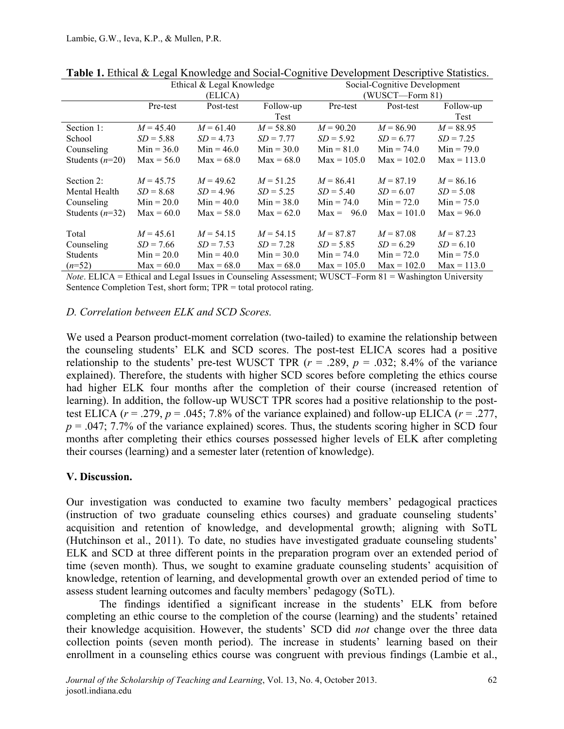**Table 1.** Ethical & Legal Knowledge and Social-Cognitive Development Descriptive Statistics.

| | Ethical & Legal Knowledge (ELICA) | | | Social-Cognitive Development (WUSCT—Form 81) | | |
|---|---|---|---|---|---|---|
| | Pre-test | Post-test | Follow-up Test | Pre-test | Post-test | Follow-up Test |
| Section 1: School Counseling Students ($n$=20) | $M$ = 45.40<br>$SD$ = 5.88<br>Min = 36.0<br>Max = 56.0 | $M$ = 61.40<br>$SD$ = 4.73<br>Min = 46.0<br>Max = 68.0 | $M$ = 58.80<br>$SD$ = 7.77<br>Min = 30.0<br>Max = 68.0 | $M$ = 90.20<br>$SD$ = 5.92<br>Min = 81.0<br>Max = 105.0 | $M$ = 86.90<br>$SD$ = 6.77<br>Min = 74.0<br>Max = 102.0 | $M$ = 88.95<br>$SD$ = 7.25<br>Min = 79.0<br>Max = 113.0 |
| Section 2: Mental Health Counseling Students ($n$=32) | $M$ = 45.75<br>$SD$ = 8.68<br>Min = 20.0<br>Max = 60.0 | $M$ = 49.62<br>$SD$ = 4.96<br>Min = 40.0<br>Max = 58.0 | $M$ = 51.25<br>$SD$ = 5.25<br>Min = 38.0<br>Max = 62.0 | $M$ = 86.41<br>$SD$ = 5.40<br>Min = 74.0<br>Max = 96.0 | $M$ = 87.19<br>$SD$ = 6.07<br>Min = 72.0<br>Max = 101.0 | $M$ = 86.16<br>$SD$ = 5.08<br>Min = 75.0<br>Max = 96.0 |
| Total Counseling Students ($n$=52) | $M$ = 45.61<br>$SD$ = 7.66<br>Min = 20.0<br>Max = 60.0 | $M$ = 54.15<br>$SD$ = 7.53<br>Min = 40.0<br>Max = 68.0 | $M$ = 54.15<br>$SD$ = 7.28<br>Min = 30.0<br>Max = 68.0 | $M$ = 87.87<br>$SD$ = 5.85<br>Min = 74.0<br>Max = 105.0 | $M$ = 87.08<br>$SD$ = 6.29<br>Min = 72.0<br>Max = 102.0 | $M$ = 87.23<br>$SD$ = 6.10<br>Min = 75.0<br>Max = 113.0 |

*Note*. ELICA = Ethical and Legal Issues in Counseling Assessment; WUSCT–Form 81 = Washington University Sentence Completion Test, short form; TPR = total protocol rating.

### *D. Correlation between ELK and SCD Scores.*

We used a Pearson product-moment correlation (two-tailed) to examine the relationship between the counseling students' ELK and SCD scores. The post-test ELICA scores had a positive relationship to the students' pre-test WUSCT TPR ($r$ = .289, $p$ = .032; 8.4% of the variance explained). Therefore, the students with higher SCD scores before completing the ethics course had higher ELK four months after the completion of their course (increased retention of learning). In addition, the follow-up WUSCT TPR scores had a positive relationship to the post-test ELICA ($r$ = .279, $p$ = .045; 7.8% of the variance explained) and follow-up ELICA ($r$ = .277, $p$ = .047; 7.7% of the variance explained) scores. Thus, the students scoring higher in SCD four months after completing their ethics courses possessed higher levels of ELK after completing their courses (learning) and a semester later (retention of knowledge).

## V. Discussion.

Our investigation was conducted to examine two faculty members' pedagogical practices (instruction of two graduate counseling ethics courses) and graduate counseling students' acquisition and retention of knowledge, and developmental growth; aligning with SoTL (Hutchinson et al., 2011). To date, no studies have investigated graduate counseling students' ELK and SCD at three different points in the preparation program over an extended period of time (seven month). Thus, we sought to examine graduate counseling students' acquisition of knowledge, retention of learning, and developmental growth over an extended period of time to assess student learning outcomes and faculty members' pedagogy (SoTL).

The findings identified a significant increase in the students' ELK from before completing an ethic course to the completion of the course (learning) and the students' retained their knowledge acquisition. However, the students' SCD did *not* change over the three data collection points (seven month period). The increase in students' learning based on their enrollment in a counseling ethics course was congruent with previous findings (Lambie et al.,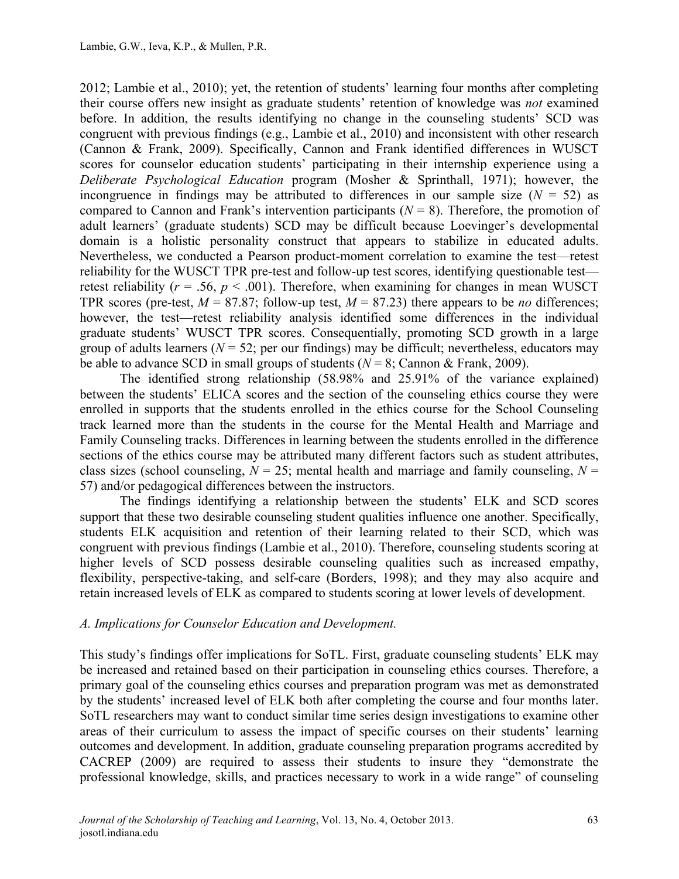2012; Lambie et al., 2010); yet, the retention of students' learning four months after completing their course offers new insight as graduate students' retention of knowledge was *not* examined before. In addition, the results identifying no change in the counseling students' SCD was congruent with previous findings (e.g., Lambie et al., 2010) and inconsistent with other research (Cannon & Frank, 2009). Specifically, Cannon and Frank identified differences in WUSCT scores for counselor education students' participating in their internship experience using a *Deliberate Psychological Education* program (Mosher & Sprinthall, 1971); however, the incongruence in findings may be attributed to differences in our sample size ($N$ = 52) as compared to Cannon and Frank's intervention participants ($N$ = 8). Therefore, the promotion of adult learners' (graduate students) SCD may be difficult because Loevinger's developmental domain is a holistic personality construct that appears to stabilize in educated adults. Nevertheless, we conducted a Pearson product-moment correlation to examine the test—retest reliability for the WUSCT TPR pre-test and follow-up test scores, identifying questionable test—retest reliability ($r$ = .56, $p$ < .001). Therefore, when examining for changes in mean WUSCT TPR scores (pre-test, $M$ = 87.87; follow-up test, $M$ = 87.23) there appears to be *no* differences; however, the test—retest reliability analysis identified some differences in the individual graduate students' WUSCT TPR scores. Consequentially, promoting SCD growth in a large group of adults learners ($N$ = 52; per our findings) may be difficult; nevertheless, educators may be able to advance SCD in small groups of students ($N$ = 8; Cannon & Frank, 2009).

The identified strong relationship (58.98% and 25.91% of the variance explained) between the students' ELICA scores and the section of the counseling ethics course they were enrolled in supports that the students enrolled in the ethics course for the School Counseling track learned more than the students in the course for the Mental Health and Marriage and Family Counseling tracks. Differences in learning between the students enrolled in the difference sections of the ethics course may be attributed many different factors such as student attributes, class sizes (school counseling, $N$ = 25; mental health and marriage and family counseling, $N$ = 57) and/or pedagogical differences between the instructors.

The findings identifying a relationship between the students' ELK and SCD scores support that these two desirable counseling student qualities influence one another. Specifically, students ELK acquisition and retention of their learning related to their SCD, which was congruent with previous findings (Lambie et al., 2010). Therefore, counseling students scoring at higher levels of SCD possess desirable counseling qualities such as increased empathy, flexibility, perspective-taking, and self-care (Borders, 1998); and they may also acquire and retain increased levels of ELK as compared to students scoring at lower levels of development.

### *A. Implications for Counselor Education and Development.*

This study's findings offer implications for SoTL. First, graduate counseling students' ELK may be increased and retained based on their participation in counseling ethics courses. Therefore, a primary goal of the counseling ethics courses and preparation program was met as demonstrated by the students' increased level of ELK both after completing the course and four months later. SoTL researchers may want to conduct similar time series design investigations to examine other areas of their curriculum to assess the impact of specific courses on their students' learning outcomes and development. In addition, graduate counseling preparation programs accredited by CACREP (2009) are required to assess their students to insure they "demonstrate the professional knowledge, skills, and practices necessary to work in a wide range" of counseling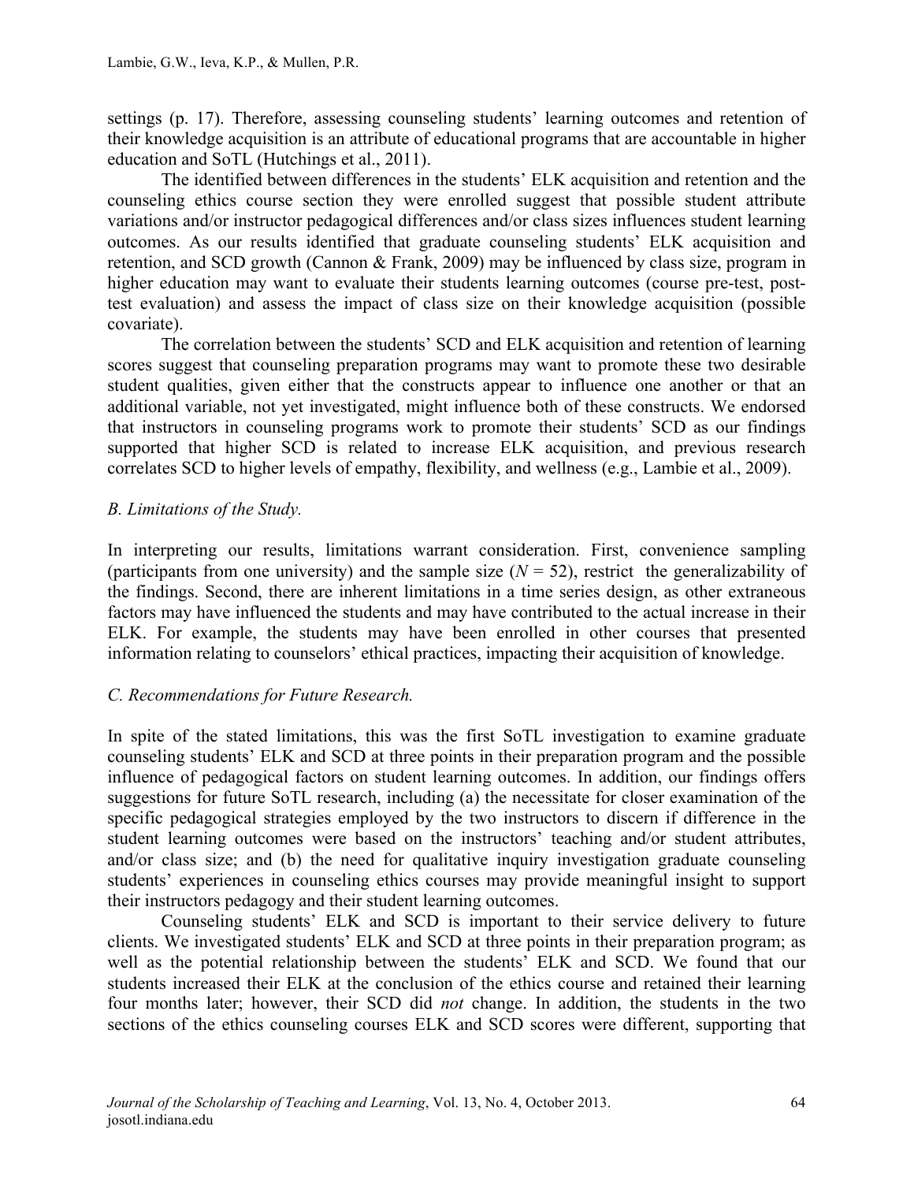settings (p. 17). Therefore, assessing counseling students' learning outcomes and retention of their knowledge acquisition is an attribute of educational programs that are accountable in higher education and SoTL (Hutchings et al., 2011).

The identified between differences in the students' ELK acquisition and retention and the counseling ethics course section they were enrolled suggest that possible student attribute variations and/or instructor pedagogical differences and/or class sizes influences student learning outcomes. As our results identified that graduate counseling students' ELK acquisition and retention, and SCD growth (Cannon & Frank, 2009) may be influenced by class size, program in higher education may want to evaluate their students learning outcomes (course pre-test, post-test evaluation) and assess the impact of class size on their knowledge acquisition (possible covariate).

The correlation between the students' SCD and ELK acquisition and retention of learning scores suggest that counseling preparation programs may want to promote these two desirable student qualities, given either that the constructs appear to influence one another or that an additional variable, not yet investigated, might influence both of these constructs. We endorsed that instructors in counseling programs work to promote their students' SCD as our findings supported that higher SCD is related to increase ELK acquisition, and previous research correlates SCD to higher levels of empathy, flexibility, and wellness (e.g., Lambie et al., 2009).

### *B. Limitations of the Study.*

In interpreting our results, limitations warrant consideration. First, convenience sampling (participants from one university) and the sample size ($N$ = 52), restrict the generalizability of the findings. Second, there are inherent limitations in a time series design, as other extraneous factors may have influenced the students and may have contributed to the actual increase in their ELK. For example, the students may have been enrolled in other courses that presented information relating to counselors' ethical practices, impacting their acquisition of knowledge.

### *C. Recommendations for Future Research.*

In spite of the stated limitations, this was the first SoTL investigation to examine graduate counseling students' ELK and SCD at three points in their preparation program and the possible influence of pedagogical factors on student learning outcomes. In addition, our findings offers suggestions for future SoTL research, including (a) the necessitate for closer examination of the specific pedagogical strategies employed by the two instructors to discern if difference in the student learning outcomes were based on the instructors' teaching and/or student attributes, and/or class size; and (b) the need for qualitative inquiry investigation graduate counseling students' experiences in counseling ethics courses may provide meaningful insight to support their instructors pedagogy and their student learning outcomes.

Counseling students' ELK and SCD is important to their service delivery to future clients. We investigated students' ELK and SCD at three points in their preparation program; as well as the potential relationship between the students' ELK and SCD. We found that our students increased their ELK at the conclusion of the ethics course and retained their learning four months later; however, their SCD did *not* change. In addition, the students in the two sections of the ethics counseling courses ELK and SCD scores were different, supporting that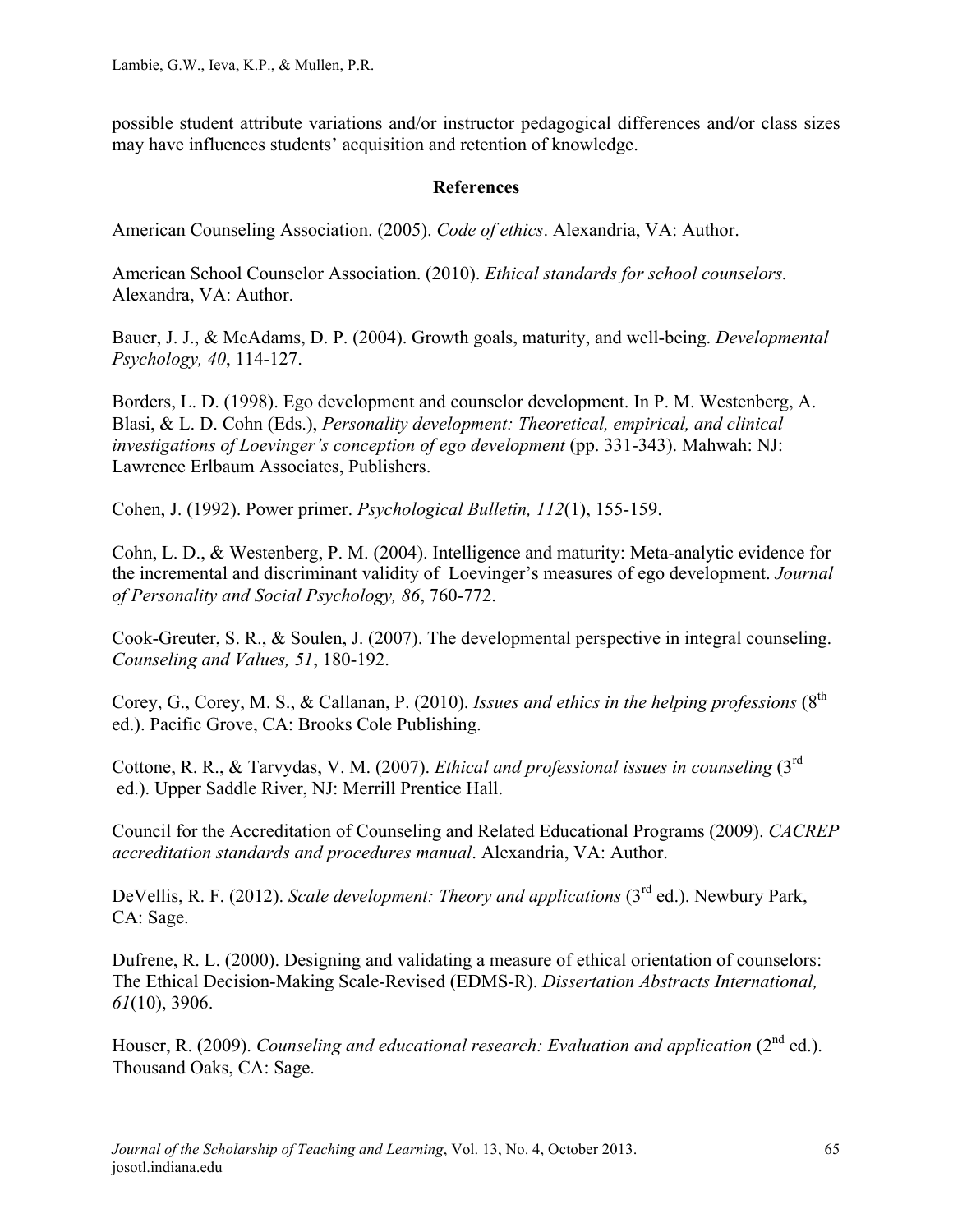possible student attribute variations and/or instructor pedagogical differences and/or class sizes may have influences students' acquisition and retention of knowledge.

## References

American Counseling Association. (2005). *Code of ethics*. Alexandria, VA: Author.

American School Counselor Association. (2010). *Ethical standards for school counselors.* Alexandra, VA: Author.

Bauer, J. J., & McAdams, D. P. (2004). Growth goals, maturity, and well-being. *Developmental Psychology, 40*, 114-127.

Borders, L. D. (1998). Ego development and counselor development. In P. M. Westenberg, A. Blasi, & L. D. Cohn (Eds.), *Personality development: Theoretical, empirical, and clinical investigations of Loevinger's conception of ego development* (pp. 331-343). Mahwah: NJ: Lawrence Erlbaum Associates, Publishers.

Cohen, J. (1992). Power primer. *Psychological Bulletin, 112*(1), 155-159.

Cohn, L. D., & Westenberg, P. M. (2004). Intelligence and maturity: Meta-analytic evidence for the incremental and discriminant validity of Loevinger's measures of ego development. *Journal of Personality and Social Psychology, 86*, 760-772.

Cook-Greuter, S. R., & Soulen, J. (2007). The developmental perspective in integral counseling. *Counseling and Values, 51*, 180-192.

Corey, G., Corey, M. S., & Callanan, P. (2010). *Issues and ethics in the helping professions* (8th ed.). Pacific Grove, CA: Brooks Cole Publishing.

Cottone, R. R., & Tarvydas, V. M. (2007). *Ethical and professional issues in counseling* (3rd ed.). Upper Saddle River, NJ: Merrill Prentice Hall.

Council for the Accreditation of Counseling and Related Educational Programs (2009). *CACREP accreditation standards and procedures manual*. Alexandria, VA: Author.

DeVellis, R. F. (2012). *Scale development: Theory and applications* (3rd ed.). Newbury Park, CA: Sage.

Dufrene, R. L. (2000). Designing and validating a measure of ethical orientation of counselors: The Ethical Decision-Making Scale-Revised (EDMS-R). *Dissertation Abstracts International, 61*(10), 3906.

Houser, R. (2009). *Counseling and educational research: Evaluation and application* (2nd ed.). Thousand Oaks, CA: Sage.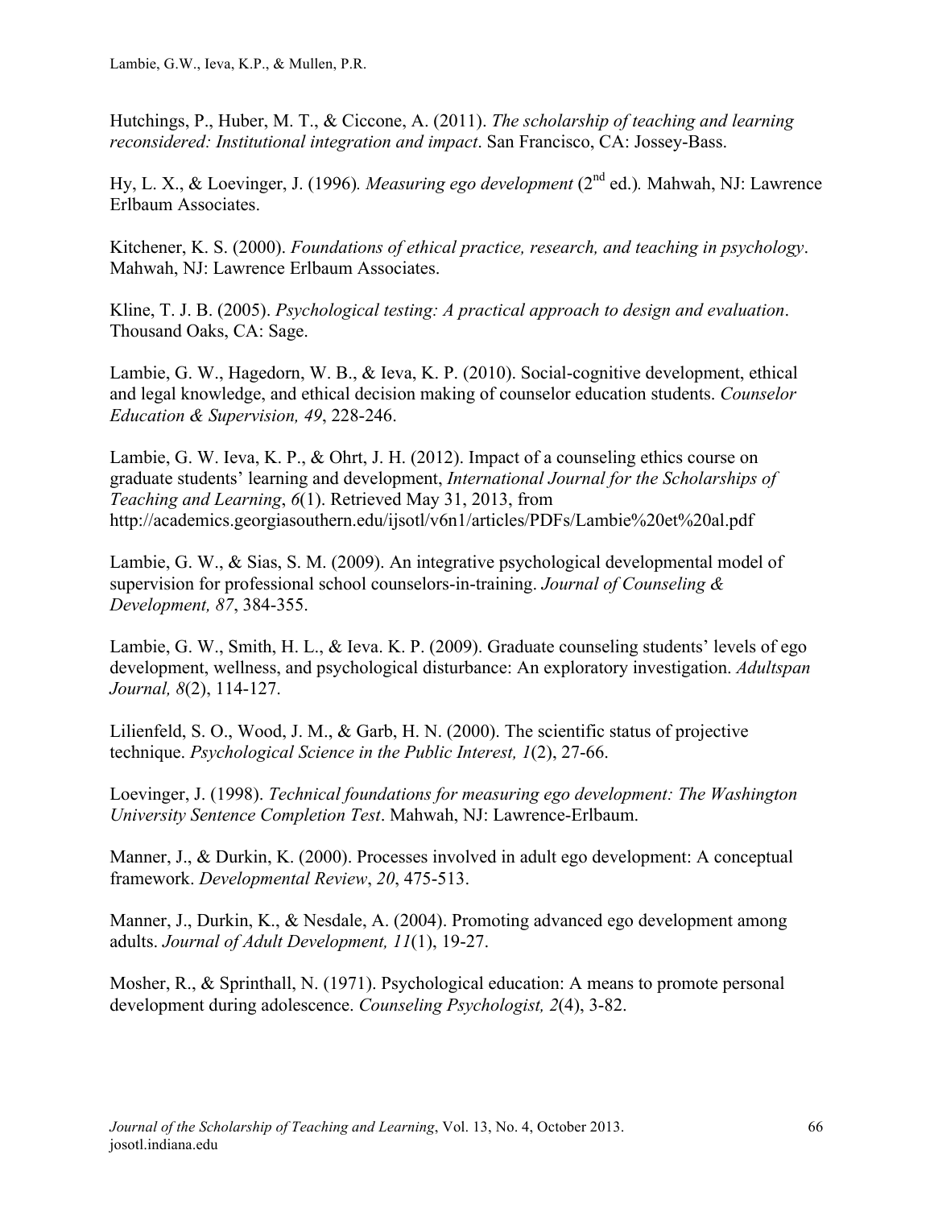Hutchings, P., Huber, M. T., & Ciccone, A. (2011). *The scholarship of teaching and learning reconsidered: Institutional integration and impact*. San Francisco, CA: Jossey-Bass.

Hy, L. X., & Loevinger, J. (1996). *Measuring ego development* (2nd ed.). Mahwah, NJ: Lawrence Erlbaum Associates.

Kitchener, K. S. (2000). *Foundations of ethical practice, research, and teaching in psychology*. Mahwah, NJ: Lawrence Erlbaum Associates.

Kline, T. J. B. (2005). *Psychological testing: A practical approach to design and evaluation*. Thousand Oaks, CA: Sage.

Lambie, G. W., Hagedorn, W. B., & Ieva, K. P. (2010). Social-cognitive development, ethical and legal knowledge, and ethical decision making of counselor education students. *Counselor Education & Supervision, 49*, 228-246.

Lambie, G. W. Ieva, K. P., & Ohrt, J. H. (2012). Impact of a counseling ethics course on graduate students' learning and development, *International Journal for the Scholarships of Teaching and Learning*, *6*(1). Retrieved May 31, 2013, from http://academics.georgiasouthern.edu/ijsotl/v6n1/articles/PDFs/Lambie%20et%20al.pdf

Lambie, G. W., & Sias, S. M. (2009). An integrative psychological developmental model of supervision for professional school counselors-in-training. *Journal of Counseling & Development, 87*, 384-355.

Lambie, G. W., Smith, H. L., & Ieva. K. P. (2009). Graduate counseling students' levels of ego development, wellness, and psychological disturbance: An exploratory investigation. *Adultspan Journal, 8*(2), 114-127.

Lilienfeld, S. O., Wood, J. M., & Garb, H. N. (2000). The scientific status of projective technique. *Psychological Science in the Public Interest, 1*(2), 27-66.

Loevinger, J. (1998). *Technical foundations for measuring ego development: The Washington University Sentence Completion Test*. Mahwah, NJ: Lawrence-Erlbaum.

Manner, J., & Durkin, K. (2000). Processes involved in adult ego development: A conceptual framework. *Developmental Review*, *20*, 475-513.

Manner, J., Durkin, K., & Nesdale, A. (2004). Promoting advanced ego development among adults. *Journal of Adult Development, 11*(1), 19-27.

Mosher, R., & Sprinthall, N. (1971). Psychological education: A means to promote personal development during adolescence. *Counseling Psychologist, 2*(4), 3-82.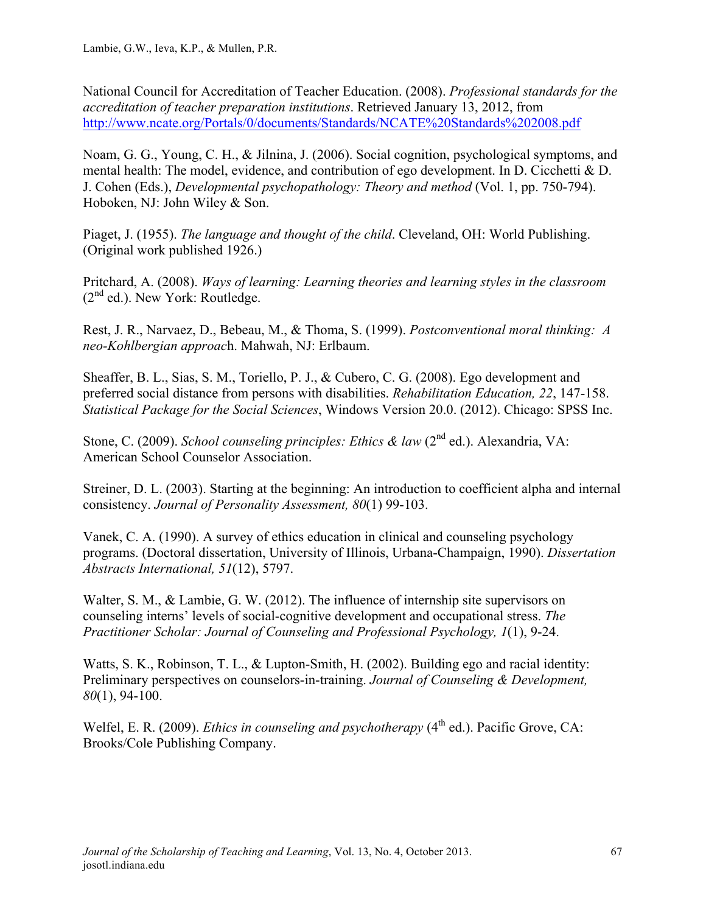National Council for Accreditation of Teacher Education. (2008). *Professional standards for the accreditation of teacher preparation institutions*. Retrieved January 13, 2012, from http://www.ncate.org/Portals/0/documents/Standards/NCATE%20Standards%202008.pdf

Noam, G. G., Young, C. H., & Jilnina, J. (2006). Social cognition, psychological symptoms, and mental health: The model, evidence, and contribution of ego development. In D. Cicchetti & D. J. Cohen (Eds.), *Developmental psychopathology: Theory and method* (Vol. 1, pp. 750-794). Hoboken, NJ: John Wiley & Son.

Piaget, J. (1955). *The language and thought of the child*. Cleveland, OH: World Publishing. (Original work published 1926.)

Pritchard, A. (2008). *Ways of learning: Learning theories and learning styles in the classroom* (2nd ed.). New York: Routledge.

Rest, J. R., Narvaez, D., Bebeau, M., & Thoma, S. (1999). *Postconventional moral thinking: A neo-Kohlbergian approac*h. Mahwah, NJ: Erlbaum.

Sheaffer, B. L., Sias, S. M., Toriello, P. J., & Cubero, C. G. (2008). Ego development and preferred social distance from persons with disabilities. *Rehabilitation Education, 22*, 147-158.
*Statistical Package for the Social Sciences*, Windows Version 20.0. (2012). Chicago: SPSS Inc.

Stone, C. (2009). *School counseling principles: Ethics & law* (2nd ed.). Alexandria, VA: American School Counselor Association.

Streiner, D. L. (2003). Starting at the beginning: An introduction to coefficient alpha and internal consistency. *Journal of Personality Assessment, 80*(1) 99-103.

Vanek, C. A. (1990). A survey of ethics education in clinical and counseling psychology programs. (Doctoral dissertation, University of Illinois, Urbana-Champaign, 1990). *Dissertation Abstracts International, 51*(12), 5797.

Walter, S. M., & Lambie, G. W. (2012). The influence of internship site supervisors on counseling interns' levels of social-cognitive development and occupational stress. *The Practitioner Scholar: Journal of Counseling and Professional Psychology, 1*(1), 9-24.

Watts, S. K., Robinson, T. L., & Lupton-Smith, H. (2002). Building ego and racial identity: Preliminary perspectives on counselors-in-training. *Journal of Counseling & Development, 80*(1), 94-100.

Welfel, E. R. (2009). *Ethics in counseling and psychotherapy* (4th ed.). Pacific Grove, CA: Brooks/Cole Publishing Company.